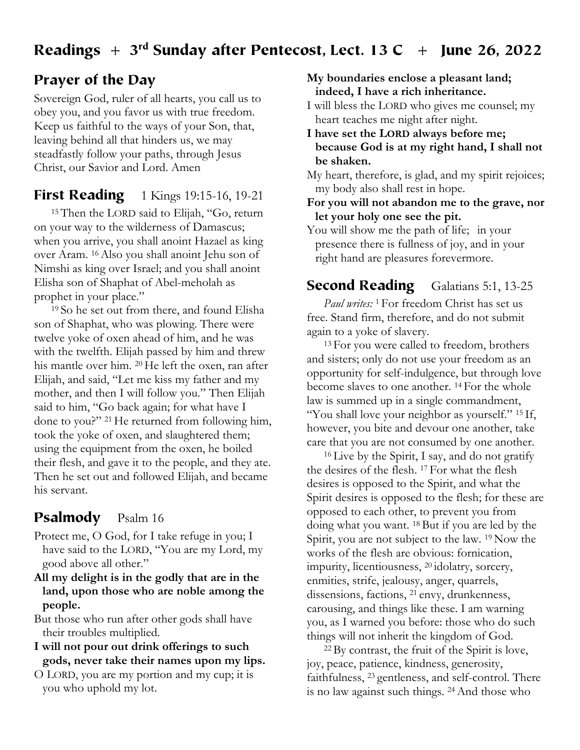# Readings + 3rd Sunday after Pentecost, Lect. 13 C + June 26, 2022

## Prayer of the Day

Sovereign God, ruler of all hearts, you call us to obey you, and you favor us with true freedom. Keep us faithful to the ways of your Son, that, leaving behind all that hinders us, we may steadfastly follow your paths, through Jesus Christ, our Savior and Lord. Amen

## First Reading 1 Kings 19:15-16, 19-21

[15] Then the LORD said to Elijah, "Go, return on your way to the wilderness of Damascus; when you arrive, you shall anoint Hazael as king over Aram. [16] Also you shall anoint Jehu son of Nimshi as king over Israel; and you shall anoint Elisha son of Shaphat of Abel-meholah as prophet in your place."

[19] So he set out from there, and found Elisha son of Shaphat, who was plowing. There were twelve yoke of oxen ahead of him, and he was with the twelfth. Elijah passed by him and threw his mantle over him. [20] He left the oxen, ran after Elijah, and said, "Let me kiss my father and my mother, and then I will follow you." Then Elijah said to him, "Go back again; for what have I done to you?" [21] He returned from following him, took the yoke of oxen, and slaughtered them; using the equipment from the oxen, he boiled their flesh, and gave it to the people, and they ate. Then he set out and followed Elijah, and became his servant.

## Psalmody Psalm 16

Protect me, O God, for I take refuge in you; I have said to the LORD, "You are my Lord, my good above all other."

**All my delight is in the godly that are in the land, upon those who are noble among the people.**

But those who run after other gods shall have their troubles multiplied.

**I will not pour out drink offerings to such gods, never take their names upon my lips.**

O LORD, you are my portion and my cup; it is you who uphold my lot.

**My boundaries enclose a pleasant land; indeed, I have a rich inheritance.**

I will bless the LORD who gives me counsel; my heart teaches me night after night.

**I have set the LORD always before me; because God is at my right hand, I shall not be shaken.**

My heart, therefore, is glad, and my spirit rejoices; my body also shall rest in hope.

**For you will not abandon me to the grave, nor let your holy one see the pit.**

You will show me the path of life; in your presence there is fullness of joy, and in your right hand are pleasures forevermore.

## Second Reading Galatians 5:1, 13-25

*Paul writes:* [1] For freedom Christ has set us free. Stand firm, therefore, and do not submit again to a yoke of slavery.

[13] For you were called to freedom, brothers and sisters; only do not use your freedom as an opportunity for self-indulgence, but through love become slaves to one another. [14] For the whole law is summed up in a single commandment, "You shall love your neighbor as yourself." [15] If, however, you bite and devour one another, take care that you are not consumed by one another.

[16] Live by the Spirit, I say, and do not gratify the desires of the flesh. [17] For what the flesh desires is opposed to the Spirit, and what the Spirit desires is opposed to the flesh; for these are opposed to each other, to prevent you from doing what you want. [18] But if you are led by the Spirit, you are not subject to the law. [19] Now the works of the flesh are obvious: fornication, impurity, licentiousness, [20] idolatry, sorcery, enmities, strife, jealousy, anger, quarrels, dissensions, factions, [21] envy, drunkenness, carousing, and things like these. I am warning you, as I warned you before: those who do such things will not inherit the kingdom of God.

[22] By contrast, the fruit of the Spirit is love, joy, peace, patience, kindness, generosity, faithfulness, [23] gentleness, and self-control. There is no law against such things. [24] And those who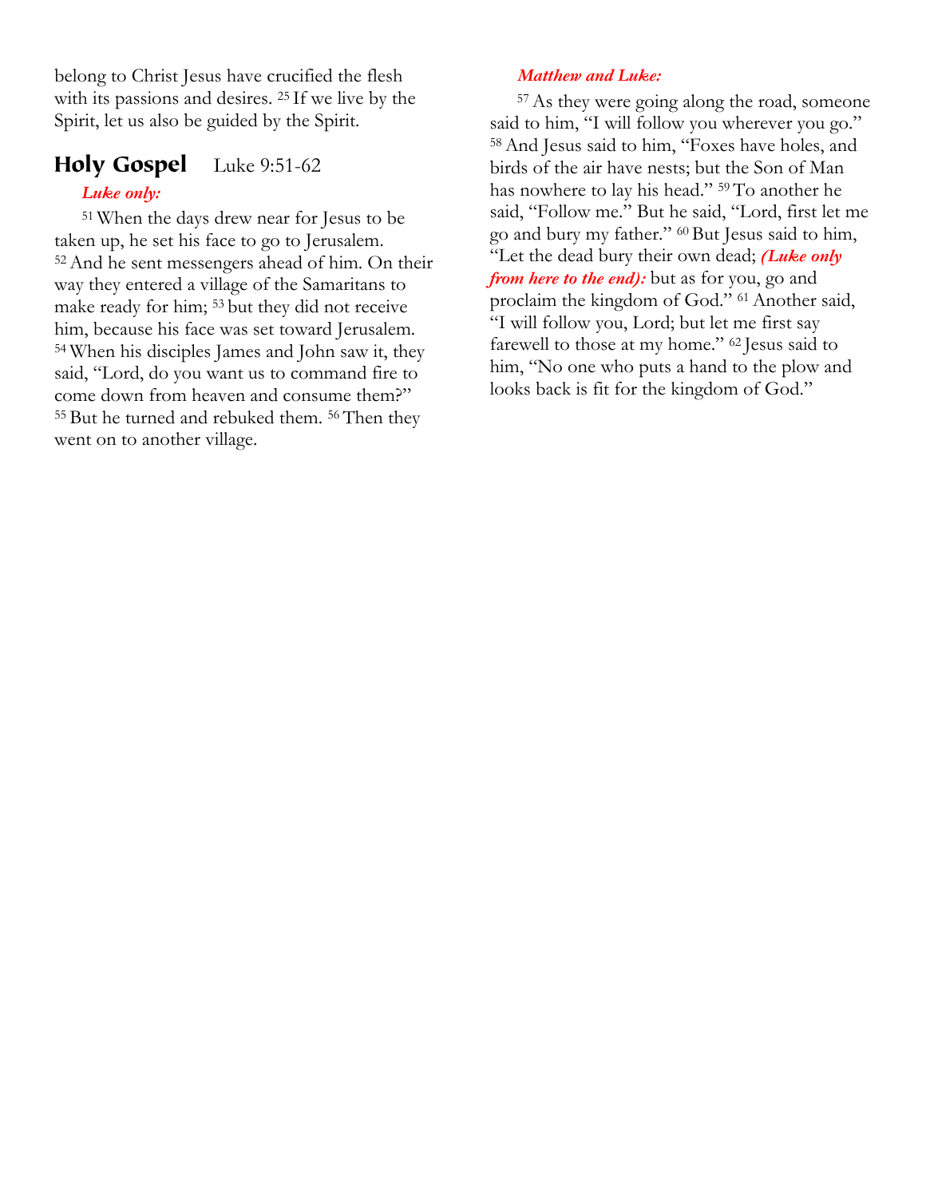belong to Christ Jesus have crucified the flesh with its passions and desires. [25] If we live by the Spirit, let us also be guided by the Spirit.

## Holy Gospel Luke 9:51-62

***Luke only:***

[51] When the days drew near for Jesus to be taken up, he set his face to go to Jerusalem. [52] And he sent messengers ahead of him. On their way they entered a village of the Samaritans to make ready for him; [53] but they did not receive him, because his face was set toward Jerusalem. [54] When his disciples James and John saw it, they said, "Lord, do you want us to command fire to come down from heaven and consume them?" [55] But he turned and rebuked them. [56] Then they went on to another village.

***Matthew and Luke:***

[57] As they were going along the road, someone said to him, "I will follow you wherever you go." [58] And Jesus said to him, "Foxes have holes, and birds of the air have nests; but the Son of Man has nowhere to lay his head." [59] To another he said, "Follow me." But he said, "Lord, first let me go and bury my father." [60] But Jesus said to him, "Let the dead bury their own dead; ***(Luke only from here to the end):*** but as for you, go and proclaim the kingdom of God." [61] Another said, "I will follow you, Lord; but let me first say farewell to those at my home." [62] Jesus said to him, "No one who puts a hand to the plow and looks back is fit for the kingdom of God."